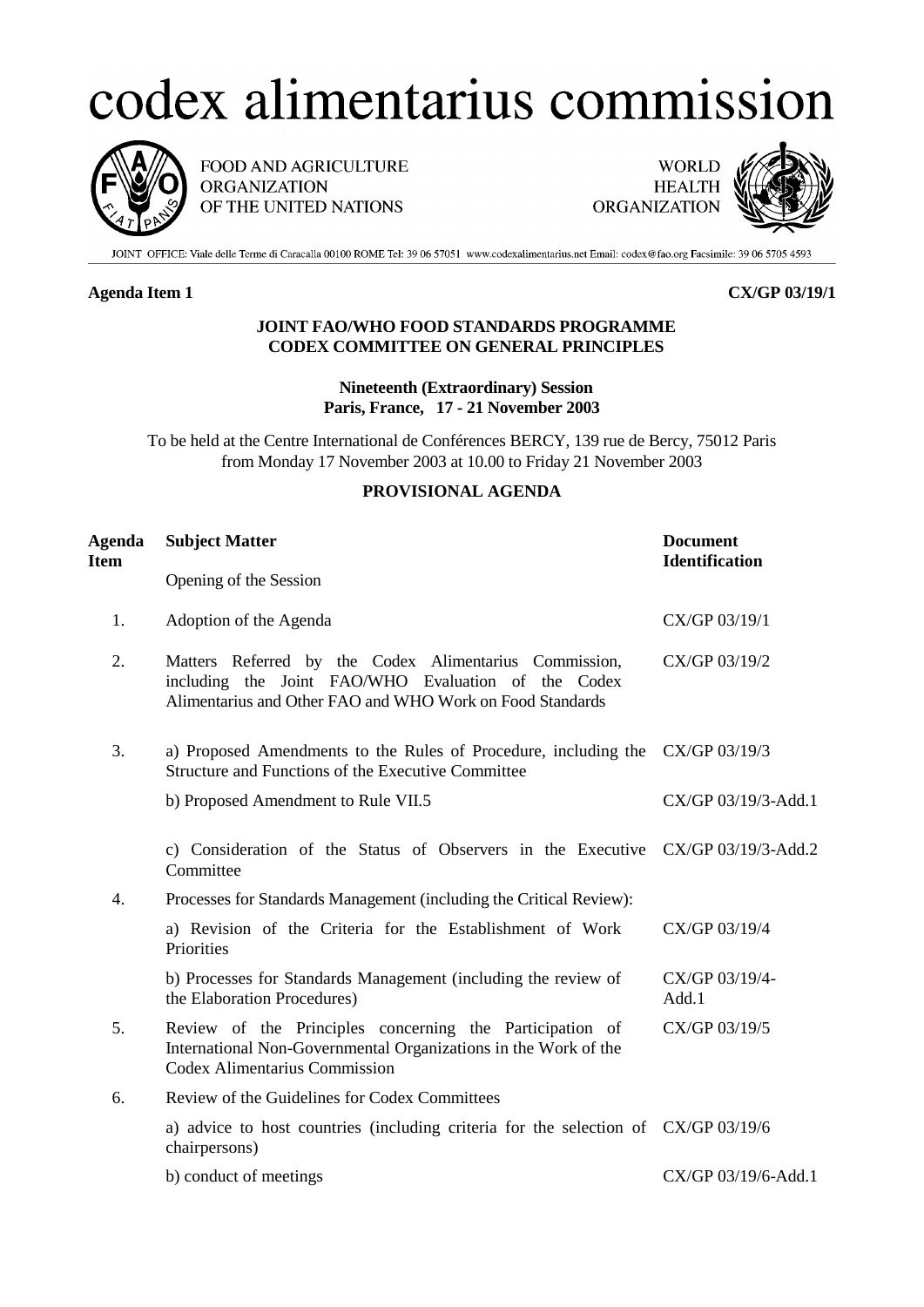# codex alimentarius commission

FOOD AND AGRICULTURE ORGANIZATION OF THE UNITED NATIONS

WORLD HEALTH ORGANIZATION

JOINT OFFICE: Viale delle Terme di Caracalla 00100 ROME Tel: 39 06 57051 www.codexalimentarius.net Email: codex@fao.org Facsimile: 39 06 5705 4593

**Agenda Item 1** **CX/GP 03/19/1**

**JOINT FAO/WHO FOOD STANDARDS PROGRAMME**
**CODEX COMMITTEE ON GENERAL PRINCIPLES**

**Nineteenth (Extraordinary) Session**
**Paris, France, 17 - 21 November 2003**

To be held at the Centre International de Conférences BERCY, 139 rue de Bercy, 75012 Paris from Monday 17 November 2003 at 10.00 to Friday 21 November 2003

## PROVISIONAL AGENDA

| Agenda Item | Subject Matter | Document Identification |
|---|---|---|
| | Opening of the Session | |
| 1. | Adoption of the Agenda | CX/GP 03/19/1 |
| 2. | Matters Referred by the Codex Alimentarius Commission, including the Joint FAO/WHO Evaluation of the Codex Alimentarius and Other FAO and WHO Work on Food Standards | CX/GP 03/19/2 |
| 3. | a) Proposed Amendments to the Rules of Procedure, including the Structure and Functions of the Executive Committee | CX/GP 03/19/3 |
| | b) Proposed Amendment to Rule VII.5 | CX/GP 03/19/3-Add.1 |
| | c) Consideration of the Status of Observers in the Executive Committee | CX/GP 03/19/3-Add.2 |
| 4. | Processes for Standards Management (including the Critical Review): | |
| | a) Revision of the Criteria for the Establishment of Work Priorities | CX/GP 03/19/4 |
| | b) Processes for Standards Management (including the review of the Elaboration Procedures) | CX/GP 03/19/4-Add.1 |
| 5. | Review of the Principles concerning the Participation of International Non-Governmental Organizations in the Work of the Codex Alimentarius Commission | CX/GP 03/19/5 |
| 6. | Review of the Guidelines for Codex Committees | |
| | a) advice to host countries (including criteria for the selection of chairpersons) | CX/GP 03/19/6 |
| | b) conduct of meetings | CX/GP 03/19/6-Add.1 |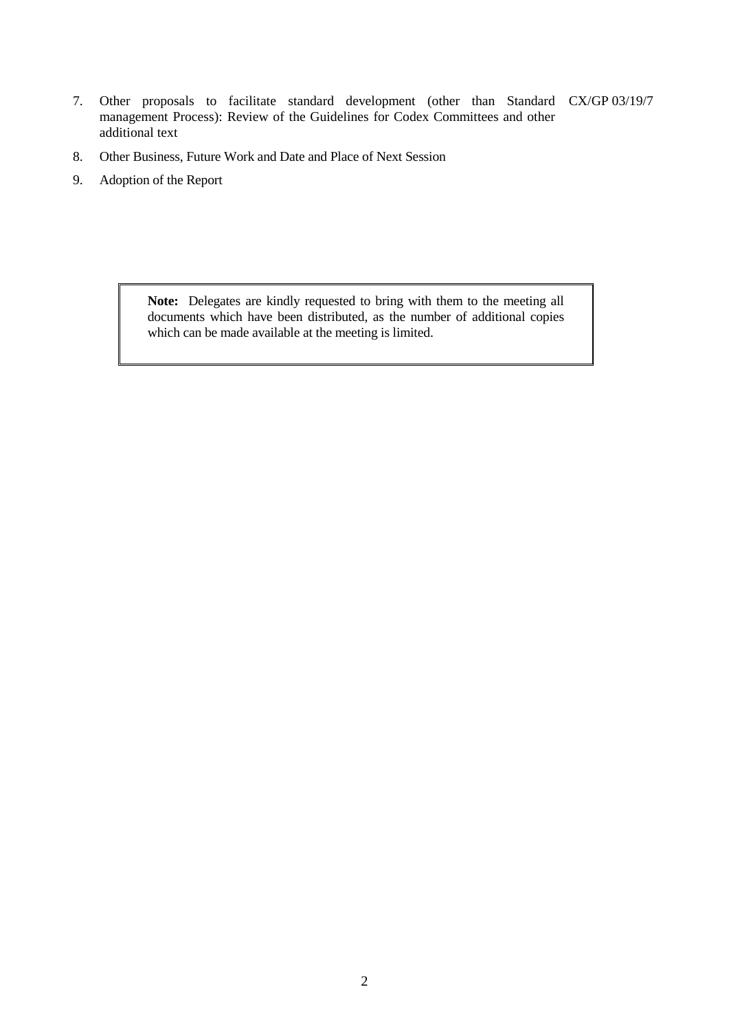| | | |
|---|---|---|
| 7. | Other proposals to facilitate standard development (other than Standard management Process): Review of the Guidelines for Codex Committees and other additional text | CX/GP 03/19/7 |
| 8. | Other Business, Future Work and Date and Place of Next Session | |
| 9. | Adoption of the Report | |

> **Note:** Delegates are kindly requested to bring with them to the meeting all documents which have been distributed, as the number of additional copies which can be made available at the meeting is limited.